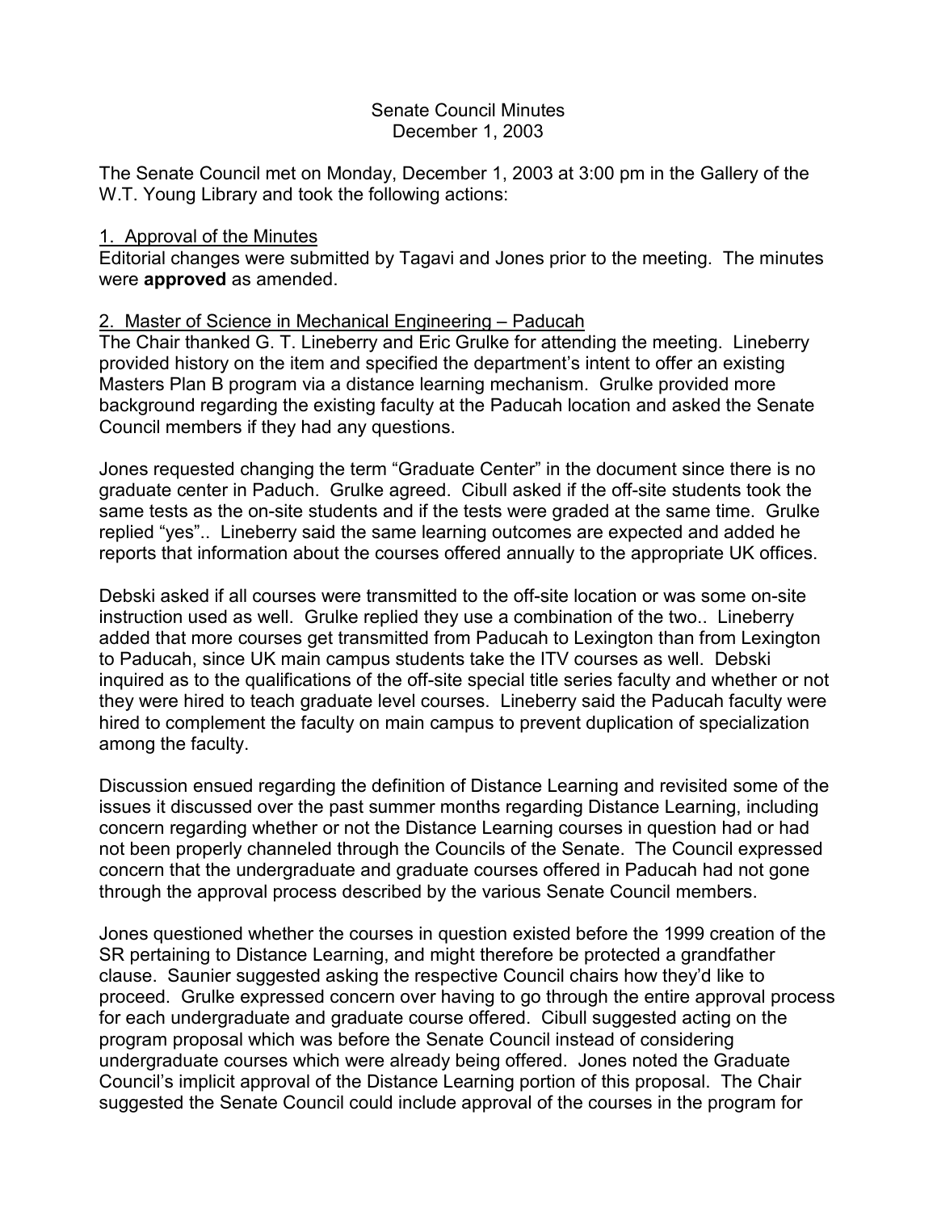# Senate Council Minutes
## December 1, 2003

The Senate Council met on Monday, December 1, 2003 at 3:00 pm in the Gallery of the W.T. Young Library and took the following actions:

### 1. Approval of the Minutes

Editorial changes were submitted by Tagavi and Jones prior to the meeting. The minutes were **approved** as amended.

### 2. Master of Science in Mechanical Engineering – Paducah

The Chair thanked G. T. Lineberry and Eric Grulke for attending the meeting. Lineberry provided history on the item and specified the department's intent to offer an existing Masters Plan B program via a distance learning mechanism. Grulke provided more background regarding the existing faculty at the Paducah location and asked the Senate Council members if they had any questions.

Jones requested changing the term "Graduate Center" in the document since there is no graduate center in Paduch. Grulke agreed. Cibull asked if the off-site students took the same tests as the on-site students and if the tests were graded at the same time. Grulke replied "yes".. Lineberry said the same learning outcomes are expected and added he reports that information about the courses offered annually to the appropriate UK offices.

Debski asked if all courses were transmitted to the off-site location or was some on-site instruction used as well. Grulke replied they use a combination of the two.. Lineberry added that more courses get transmitted from Paducah to Lexington than from Lexington to Paducah, since UK main campus students take the ITV courses as well. Debski inquired as to the qualifications of the off-site special title series faculty and whether or not they were hired to teach graduate level courses. Lineberry said the Paducah faculty were hired to complement the faculty on main campus to prevent duplication of specialization among the faculty.

Discussion ensued regarding the definition of Distance Learning and revisited some of the issues it discussed over the past summer months regarding Distance Learning, including concern regarding whether or not the Distance Learning courses in question had or had not been properly channeled through the Councils of the Senate. The Council expressed concern that the undergraduate and graduate courses offered in Paducah had not gone through the approval process described by the various Senate Council members.

Jones questioned whether the courses in question existed before the 1999 creation of the SR pertaining to Distance Learning, and might therefore be protected a grandfather clause. Saunier suggested asking the respective Council chairs how they'd like to proceed. Grulke expressed concern over having to go through the entire approval process for each undergraduate and graduate course offered. Cibull suggested acting on the program proposal which was before the Senate Council instead of considering undergraduate courses which were already being offered. Jones noted the Graduate Council's implicit approval of the Distance Learning portion of this proposal. The Chair suggested the Senate Council could include approval of the courses in the program for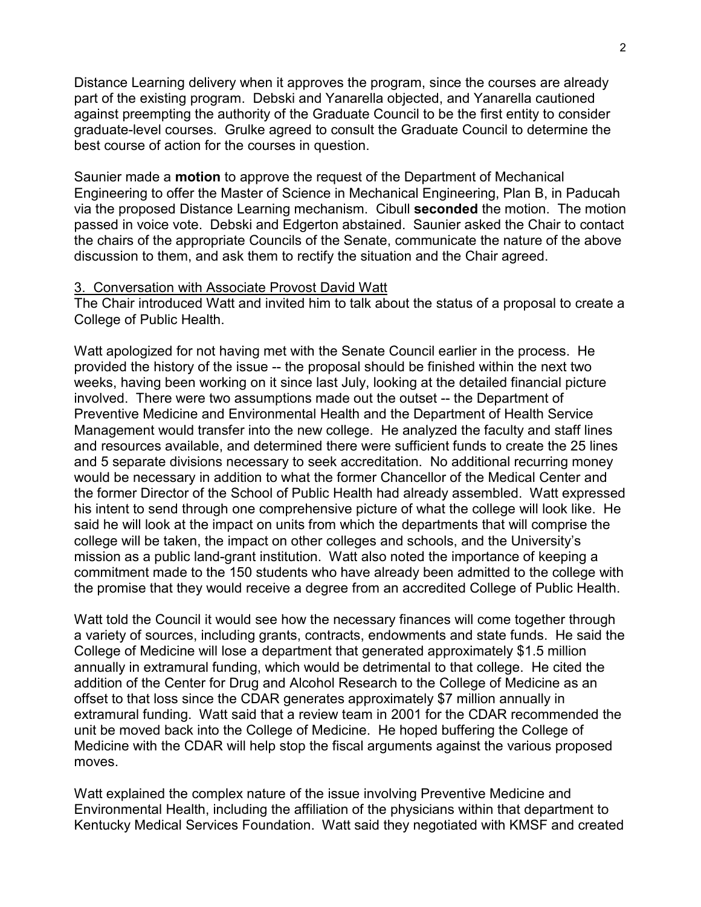Distance Learning delivery when it approves the program, since the courses are already part of the existing program. Debski and Yanarella objected, and Yanarella cautioned against preempting the authority of the Graduate Council to be the first entity to consider graduate-level courses. Grulke agreed to consult the Graduate Council to determine the best course of action for the courses in question.

Saunier made a **motion** to approve the request of the Department of Mechanical Engineering to offer the Master of Science in Mechanical Engineering, Plan B, in Paducah via the proposed Distance Learning mechanism. Cibull **seconded** the motion. The motion passed in voice vote. Debski and Edgerton abstained. Saunier asked the Chair to contact the chairs of the appropriate Councils of the Senate, communicate the nature of the above discussion to them, and ask them to rectify the situation and the Chair agreed.

3. Conversation with Associate Provost David Watt

The Chair introduced Watt and invited him to talk about the status of a proposal to create a College of Public Health.

Watt apologized for not having met with the Senate Council earlier in the process. He provided the history of the issue -- the proposal should be finished within the next two weeks, having been working on it since last July, looking at the detailed financial picture involved. There were two assumptions made out the outset -- the Department of Preventive Medicine and Environmental Health and the Department of Health Service Management would transfer into the new college. He analyzed the faculty and staff lines and resources available, and determined there were sufficient funds to create the 25 lines and 5 separate divisions necessary to seek accreditation. No additional recurring money would be necessary in addition to what the former Chancellor of the Medical Center and the former Director of the School of Public Health had already assembled. Watt expressed his intent to send through one comprehensive picture of what the college will look like. He said he will look at the impact on units from which the departments that will comprise the college will be taken, the impact on other colleges and schools, and the University's mission as a public land-grant institution. Watt also noted the importance of keeping a commitment made to the 150 students who have already been admitted to the college with the promise that they would receive a degree from an accredited College of Public Health.

Watt told the Council it would see how the necessary finances will come together through a variety of sources, including grants, contracts, endowments and state funds. He said the College of Medicine will lose a department that generated approximately $1.5 million annually in extramural funding, which would be detrimental to that college. He cited the addition of the Center for Drug and Alcohol Research to the College of Medicine as an offset to that loss since the CDAR generates approximately $7 million annually in extramural funding. Watt said that a review team in 2001 for the CDAR recommended the unit be moved back into the College of Medicine. He hoped buffering the College of Medicine with the CDAR will help stop the fiscal arguments against the various proposed moves.

Watt explained the complex nature of the issue involving Preventive Medicine and Environmental Health, including the affiliation of the physicians within that department to Kentucky Medical Services Foundation. Watt said they negotiated with KMSF and created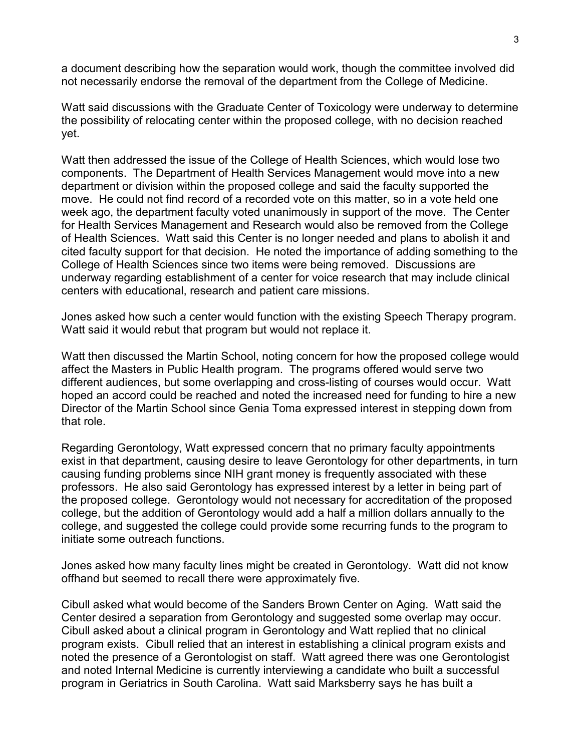a document describing how the separation would work, though the committee involved did not necessarily endorse the removal of the department from the College of Medicine.

Watt said discussions with the Graduate Center of Toxicology were underway to determine the possibility of relocating center within the proposed college, with no decision reached yet.

Watt then addressed the issue of the College of Health Sciences, which would lose two components. The Department of Health Services Management would move into a new department or division within the proposed college and said the faculty supported the move. He could not find record of a recorded vote on this matter, so in a vote held one week ago, the department faculty voted unanimously in support of the move. The Center for Health Services Management and Research would also be removed from the College of Health Sciences. Watt said this Center is no longer needed and plans to abolish it and cited faculty support for that decision. He noted the importance of adding something to the College of Health Sciences since two items were being removed. Discussions are underway regarding establishment of a center for voice research that may include clinical centers with educational, research and patient care missions.

Jones asked how such a center would function with the existing Speech Therapy program. Watt said it would rebut that program but would not replace it.

Watt then discussed the Martin School, noting concern for how the proposed college would affect the Masters in Public Health program. The programs offered would serve two different audiences, but some overlapping and cross-listing of courses would occur. Watt hoped an accord could be reached and noted the increased need for funding to hire a new Director of the Martin School since Genia Toma expressed interest in stepping down from that role.

Regarding Gerontology, Watt expressed concern that no primary faculty appointments exist in that department, causing desire to leave Gerontology for other departments, in turn causing funding problems since NIH grant money is frequently associated with these professors. He also said Gerontology has expressed interest by a letter in being part of the proposed college. Gerontology would not necessary for accreditation of the proposed college, but the addition of Gerontology would add a half a million dollars annually to the college, and suggested the college could provide some recurring funds to the program to initiate some outreach functions.

Jones asked how many faculty lines might be created in Gerontology. Watt did not know offhand but seemed to recall there were approximately five.

Cibull asked what would become of the Sanders Brown Center on Aging. Watt said the Center desired a separation from Gerontology and suggested some overlap may occur. Cibull asked about a clinical program in Gerontology and Watt replied that no clinical program exists. Cibull relied that an interest in establishing a clinical program exists and noted the presence of a Gerontologist on staff. Watt agreed there was one Gerontologist and noted Internal Medicine is currently interviewing a candidate who built a successful program in Geriatrics in South Carolina. Watt said Marksberry says he has built a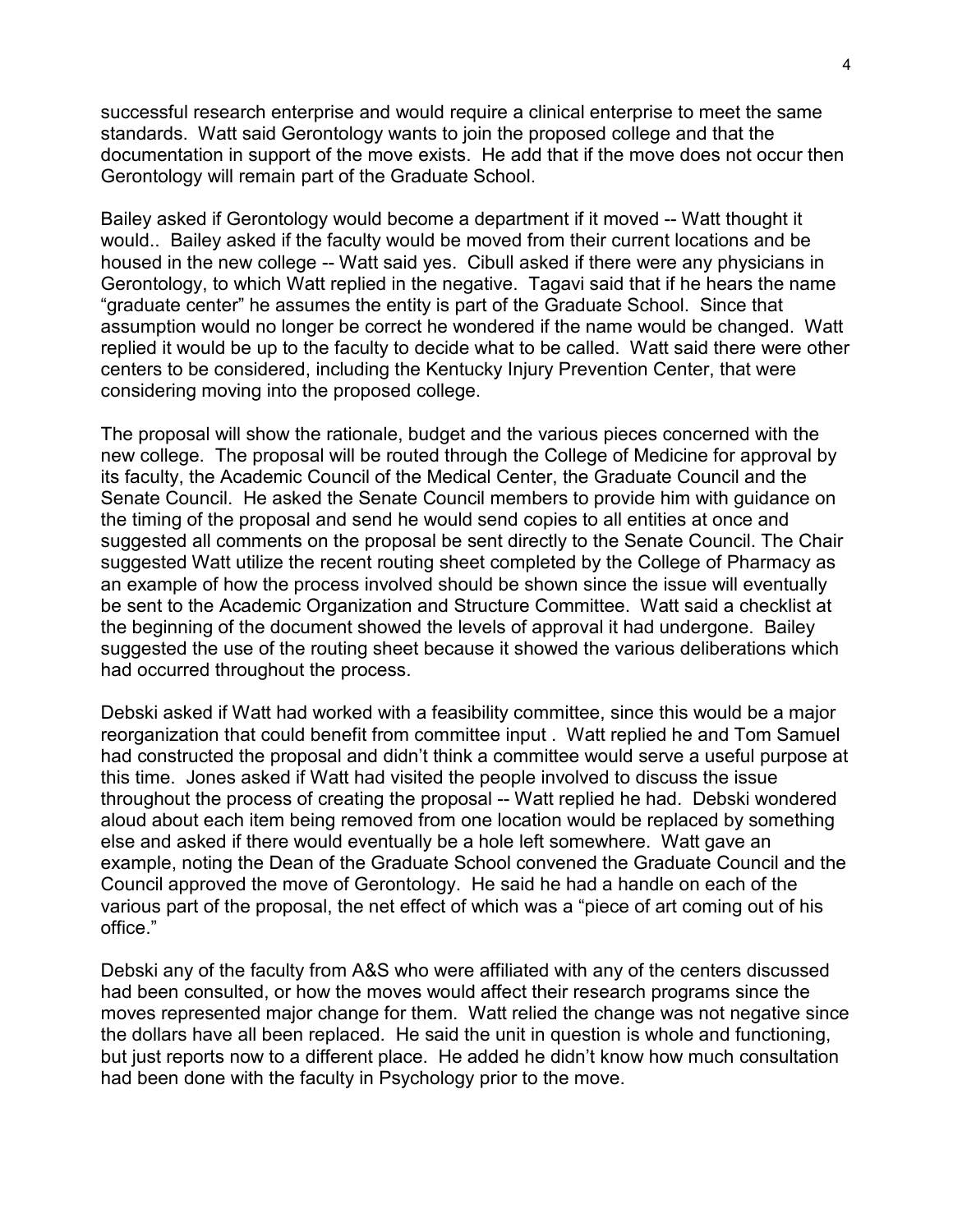successful research enterprise and would require a clinical enterprise to meet the same standards. Watt said Gerontology wants to join the proposed college and that the documentation in support of the move exists. He add that if the move does not occur then Gerontology will remain part of the Graduate School.

Bailey asked if Gerontology would become a department if it moved -- Watt thought it would.. Bailey asked if the faculty would be moved from their current locations and be housed in the new college -- Watt said yes. Cibull asked if there were any physicians in Gerontology, to which Watt replied in the negative. Tagavi said that if he hears the name "graduate center" he assumes the entity is part of the Graduate School. Since that assumption would no longer be correct he wondered if the name would be changed. Watt replied it would be up to the faculty to decide what to be called. Watt said there were other centers to be considered, including the Kentucky Injury Prevention Center, that were considering moving into the proposed college.

The proposal will show the rationale, budget and the various pieces concerned with the new college. The proposal will be routed through the College of Medicine for approval by its faculty, the Academic Council of the Medical Center, the Graduate Council and the Senate Council. He asked the Senate Council members to provide him with guidance on the timing of the proposal and send he would send copies to all entities at once and suggested all comments on the proposal be sent directly to the Senate Council. The Chair suggested Watt utilize the recent routing sheet completed by the College of Pharmacy as an example of how the process involved should be shown since the issue will eventually be sent to the Academic Organization and Structure Committee. Watt said a checklist at the beginning of the document showed the levels of approval it had undergone. Bailey suggested the use of the routing sheet because it showed the various deliberations which had occurred throughout the process.

Debski asked if Watt had worked with a feasibility committee, since this would be a major reorganization that could benefit from committee input . Watt replied he and Tom Samuel had constructed the proposal and didn't think a committee would serve a useful purpose at this time. Jones asked if Watt had visited the people involved to discuss the issue throughout the process of creating the proposal -- Watt replied he had. Debski wondered aloud about each item being removed from one location would be replaced by something else and asked if there would eventually be a hole left somewhere. Watt gave an example, noting the Dean of the Graduate School convened the Graduate Council and the Council approved the move of Gerontology. He said he had a handle on each of the various part of the proposal, the net effect of which was a "piece of art coming out of his office."

Debski any of the faculty from A&S who were affiliated with any of the centers discussed had been consulted, or how the moves would affect their research programs since the moves represented major change for them. Watt relied the change was not negative since the dollars have all been replaced. He said the unit in question is whole and functioning, but just reports now to a different place. He added he didn't know how much consultation had been done with the faculty in Psychology prior to the move.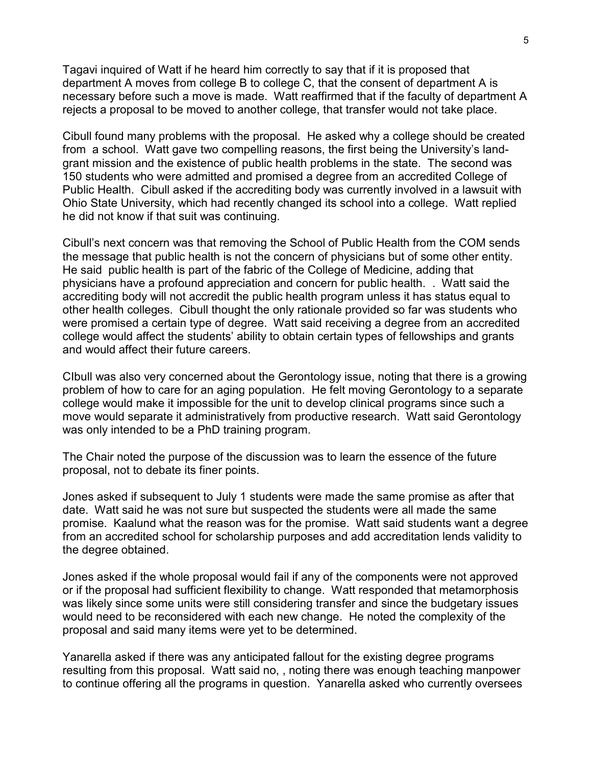Tagavi inquired of Watt if he heard him correctly to say that if it is proposed that department A moves from college B to college C, that the consent of department A is necessary before such a move is made. Watt reaffirmed that if the faculty of department A rejects a proposal to be moved to another college, that transfer would not take place.

Cibull found many problems with the proposal. He asked why a college should be created from a school. Watt gave two compelling reasons, the first being the University's land-grant mission and the existence of public health problems in the state. The second was 150 students who were admitted and promised a degree from an accredited College of Public Health. Cibull asked if the accrediting body was currently involved in a lawsuit with Ohio State University, which had recently changed its school into a college. Watt replied he did not know if that suit was continuing.

Cibull's next concern was that removing the School of Public Health from the COM sends the message that public health is not the concern of physicians but of some other entity. He said public health is part of the fabric of the College of Medicine, adding that physicians have a profound appreciation and concern for public health. . Watt said the accrediting body will not accredit the public health program unless it has status equal to other health colleges. Cibull thought the only rationale provided so far was students who were promised a certain type of degree. Watt said receiving a degree from an accredited college would affect the students' ability to obtain certain types of fellowships and grants and would affect their future careers.

CIbull was also very concerned about the Gerontology issue, noting that there is a growing problem of how to care for an aging population. He felt moving Gerontology to a separate college would make it impossible for the unit to develop clinical programs since such a move would separate it administratively from productive research. Watt said Gerontology was only intended to be a PhD training program.

The Chair noted the purpose of the discussion was to learn the essence of the future proposal, not to debate its finer points.

Jones asked if subsequent to July 1 students were made the same promise as after that date. Watt said he was not sure but suspected the students were all made the same promise. Kaalund what the reason was for the promise. Watt said students want a degree from an accredited school for scholarship purposes and add accreditation lends validity to the degree obtained.

Jones asked if the whole proposal would fail if any of the components were not approved or if the proposal had sufficient flexibility to change. Watt responded that metamorphosis was likely since some units were still considering transfer and since the budgetary issues would need to be reconsidered with each new change. He noted the complexity of the proposal and said many items were yet to be determined.

Yanarella asked if there was any anticipated fallout for the existing degree programs resulting from this proposal. Watt said no, , noting there was enough teaching manpower to continue offering all the programs in question. Yanarella asked who currently oversees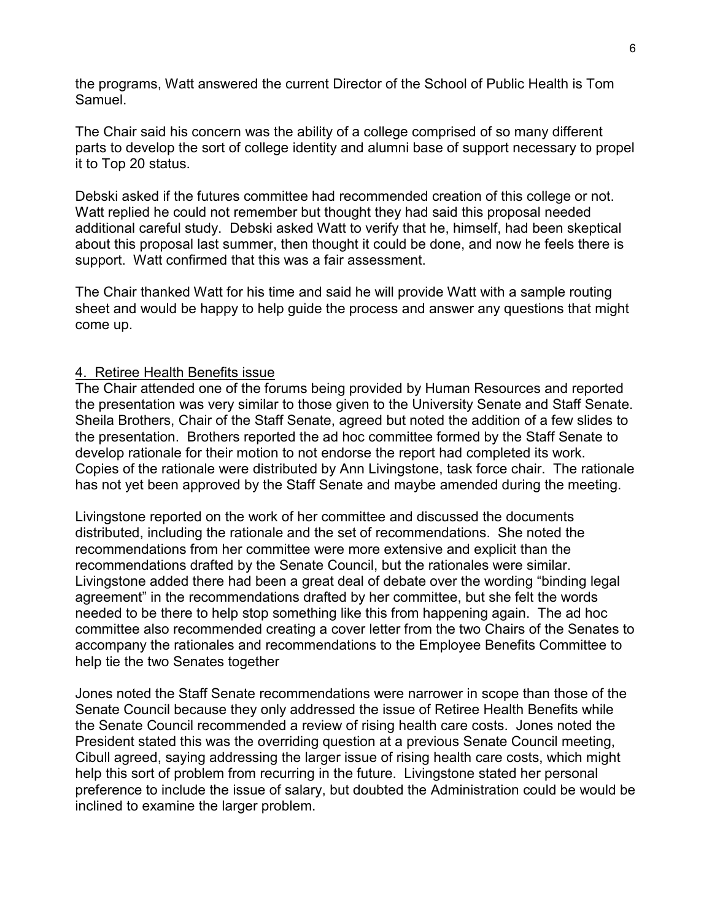the programs, Watt answered the current Director of the School of Public Health is Tom Samuel.

The Chair said his concern was the ability of a college comprised of so many different parts to develop the sort of college identity and alumni base of support necessary to propel it to Top 20 status.

Debski asked if the futures committee had recommended creation of this college or not. Watt replied he could not remember but thought they had said this proposal needed additional careful study. Debski asked Watt to verify that he, himself, had been skeptical about this proposal last summer, then thought it could be done, and now he feels there is support. Watt confirmed that this was a fair assessment.

The Chair thanked Watt for his time and said he will provide Watt with a sample routing sheet and would be happy to help guide the process and answer any questions that might come up.

4. Retiree Health Benefits issue

The Chair attended one of the forums being provided by Human Resources and reported the presentation was very similar to those given to the University Senate and Staff Senate. Sheila Brothers, Chair of the Staff Senate, agreed but noted the addition of a few slides to the presentation. Brothers reported the ad hoc committee formed by the Staff Senate to develop rationale for their motion to not endorse the report had completed its work. Copies of the rationale were distributed by Ann Livingstone, task force chair. The rationale has not yet been approved by the Staff Senate and maybe amended during the meeting.

Livingstone reported on the work of her committee and discussed the documents distributed, including the rationale and the set of recommendations. She noted the recommendations from her committee were more extensive and explicit than the recommendations drafted by the Senate Council, but the rationales were similar. Livingstone added there had been a great deal of debate over the wording "binding legal agreement" in the recommendations drafted by her committee, but she felt the words needed to be there to help stop something like this from happening again. The ad hoc committee also recommended creating a cover letter from the two Chairs of the Senates to accompany the rationales and recommendations to the Employee Benefits Committee to help tie the two Senates together

Jones noted the Staff Senate recommendations were narrower in scope than those of the Senate Council because they only addressed the issue of Retiree Health Benefits while the Senate Council recommended a review of rising health care costs. Jones noted the President stated this was the overriding question at a previous Senate Council meeting, Cibull agreed, saying addressing the larger issue of rising health care costs, which might help this sort of problem from recurring in the future. Livingstone stated her personal preference to include the issue of salary, but doubted the Administration could be would be inclined to examine the larger problem.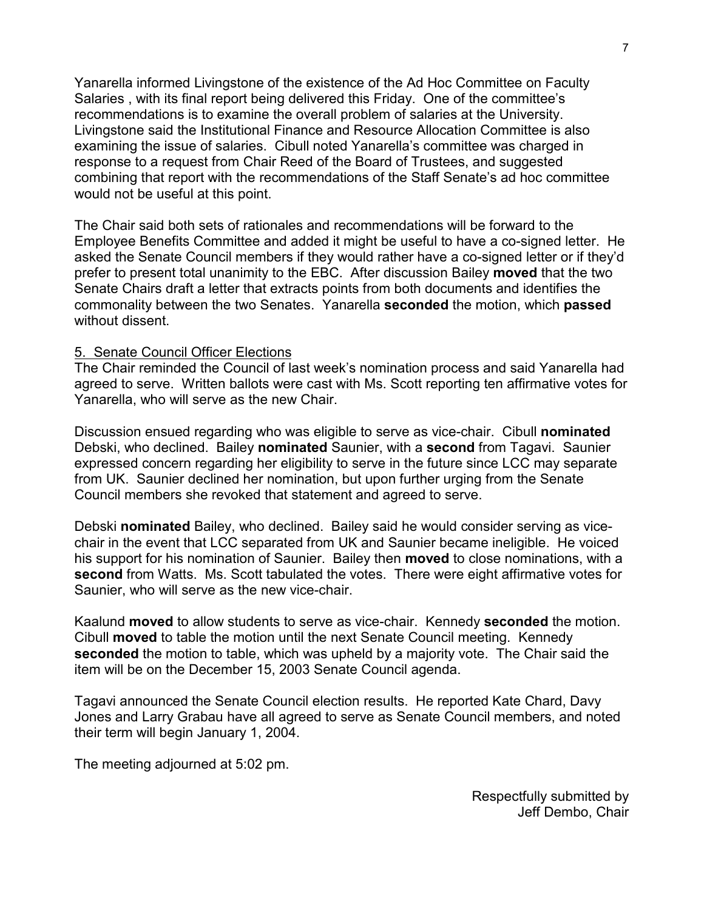Yanarella informed Livingstone of the existence of the Ad Hoc Committee on Faculty Salaries , with its final report being delivered this Friday. One of the committee's recommendations is to examine the overall problem of salaries at the University. Livingstone said the Institutional Finance and Resource Allocation Committee is also examining the issue of salaries. Cibull noted Yanarella's committee was charged in response to a request from Chair Reed of the Board of Trustees, and suggested combining that report with the recommendations of the Staff Senate's ad hoc committee would not be useful at this point.

The Chair said both sets of rationales and recommendations will be forward to the Employee Benefits Committee and added it might be useful to have a co-signed letter. He asked the Senate Council members if they would rather have a co-signed letter or if they'd prefer to present total unanimity to the EBC. After discussion Bailey **moved** that the two Senate Chairs draft a letter that extracts points from both documents and identifies the commonality between the two Senates. Yanarella **seconded** the motion, which **passed** without dissent.

5. Senate Council Officer Elections

The Chair reminded the Council of last week's nomination process and said Yanarella had agreed to serve. Written ballots were cast with Ms. Scott reporting ten affirmative votes for Yanarella, who will serve as the new Chair.

Discussion ensued regarding who was eligible to serve as vice-chair. Cibull **nominated** Debski, who declined. Bailey **nominated** Saunier, with a **second** from Tagavi. Saunier expressed concern regarding her eligibility to serve in the future since LCC may separate from UK. Saunier declined her nomination, but upon further urging from the Senate Council members she revoked that statement and agreed to serve.

Debski **nominated** Bailey, who declined. Bailey said he would consider serving as vice-chair in the event that LCC separated from UK and Saunier became ineligible. He voiced his support for his nomination of Saunier. Bailey then **moved** to close nominations, with a **second** from Watts. Ms. Scott tabulated the votes. There were eight affirmative votes for Saunier, who will serve as the new vice-chair.

Kaalund **moved** to allow students to serve as vice-chair. Kennedy **seconded** the motion. Cibull **moved** to table the motion until the next Senate Council meeting. Kennedy **seconded** the motion to table, which was upheld by a majority vote. The Chair said the item will be on the December 15, 2003 Senate Council agenda.

Tagavi announced the Senate Council election results. He reported Kate Chard, Davy Jones and Larry Grabau have all agreed to serve as Senate Council members, and noted their term will begin January 1, 2004.

The meeting adjourned at 5:02 pm.

Respectfully submitted by
Jeff Dembo, Chair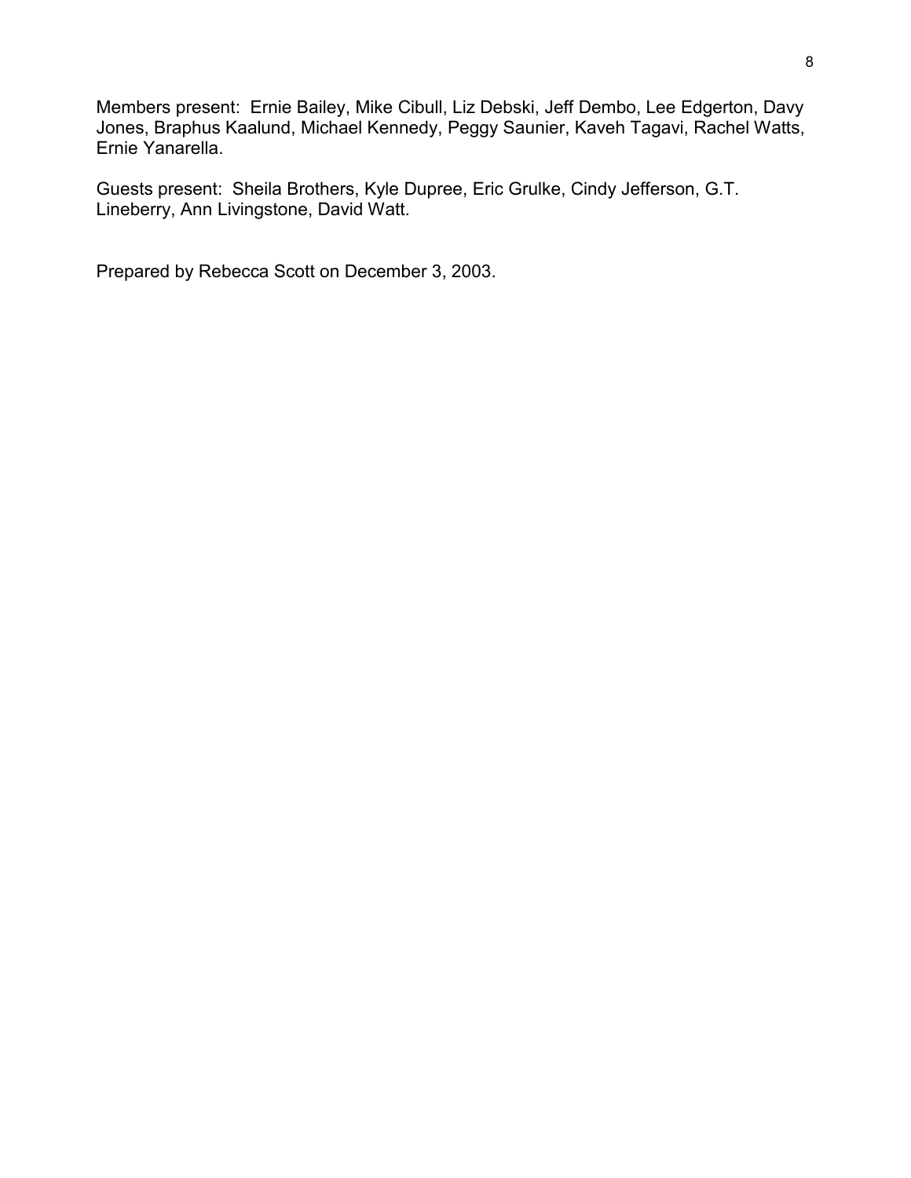Members present: Ernie Bailey, Mike Cibull, Liz Debski, Jeff Dembo, Lee Edgerton, Davy Jones, Braphus Kaalund, Michael Kennedy, Peggy Saunier, Kaveh Tagavi, Rachel Watts, Ernie Yanarella.

Guests present: Sheila Brothers, Kyle Dupree, Eric Grulke, Cindy Jefferson, G.T. Lineberry, Ann Livingstone, David Watt.

Prepared by Rebecca Scott on December 3, 2003.